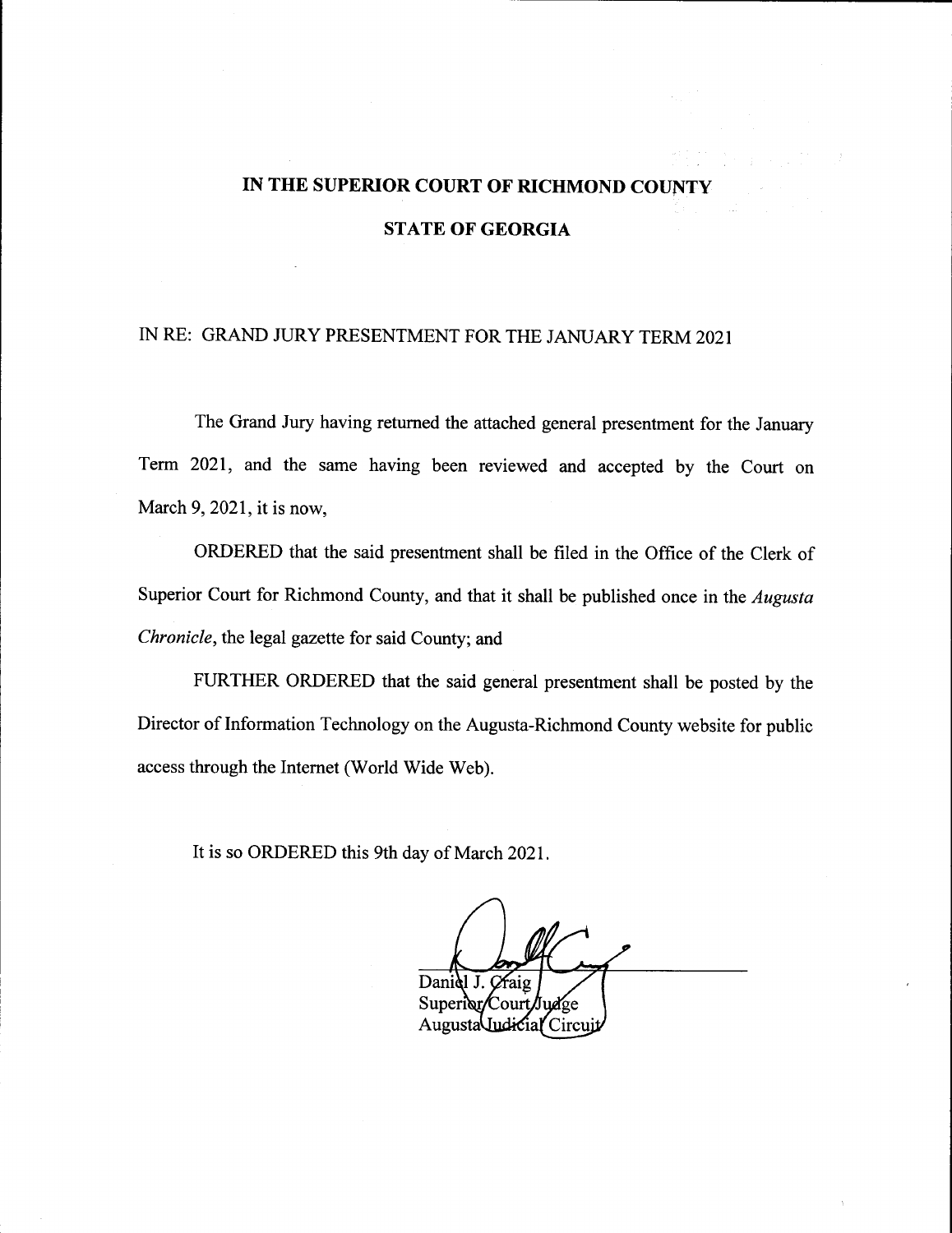**IN THE SUPERIOR COURT OF RICHMOND COUNTY**

**STATE OF GEORGIA**

IN RE: GRAND JURY PRESENTMENT FOR THE JANUARY TERM 2021

The Grand Jury having returned the attached general presentment for the January Term 2021, and the same having been reviewed and accepted by the Court on March 9, 2021, it is now,

ORDERED that the said presentment shall be filed in the Office of the Clerk of Superior Court for Richmond County, and that it shall be published once in the *Augusta Chronicle*, the legal gazette for said County; and

FURTHER ORDERED that the said general presentment shall be posted by the Director of Information Technology on the Augusta-Richmond County website for public access through the Internet (World Wide Web).

It is so ORDERED this 9th day of March 2021.

Daniel J. Craig
Superior Court Judge
Augusta Judicial Circuit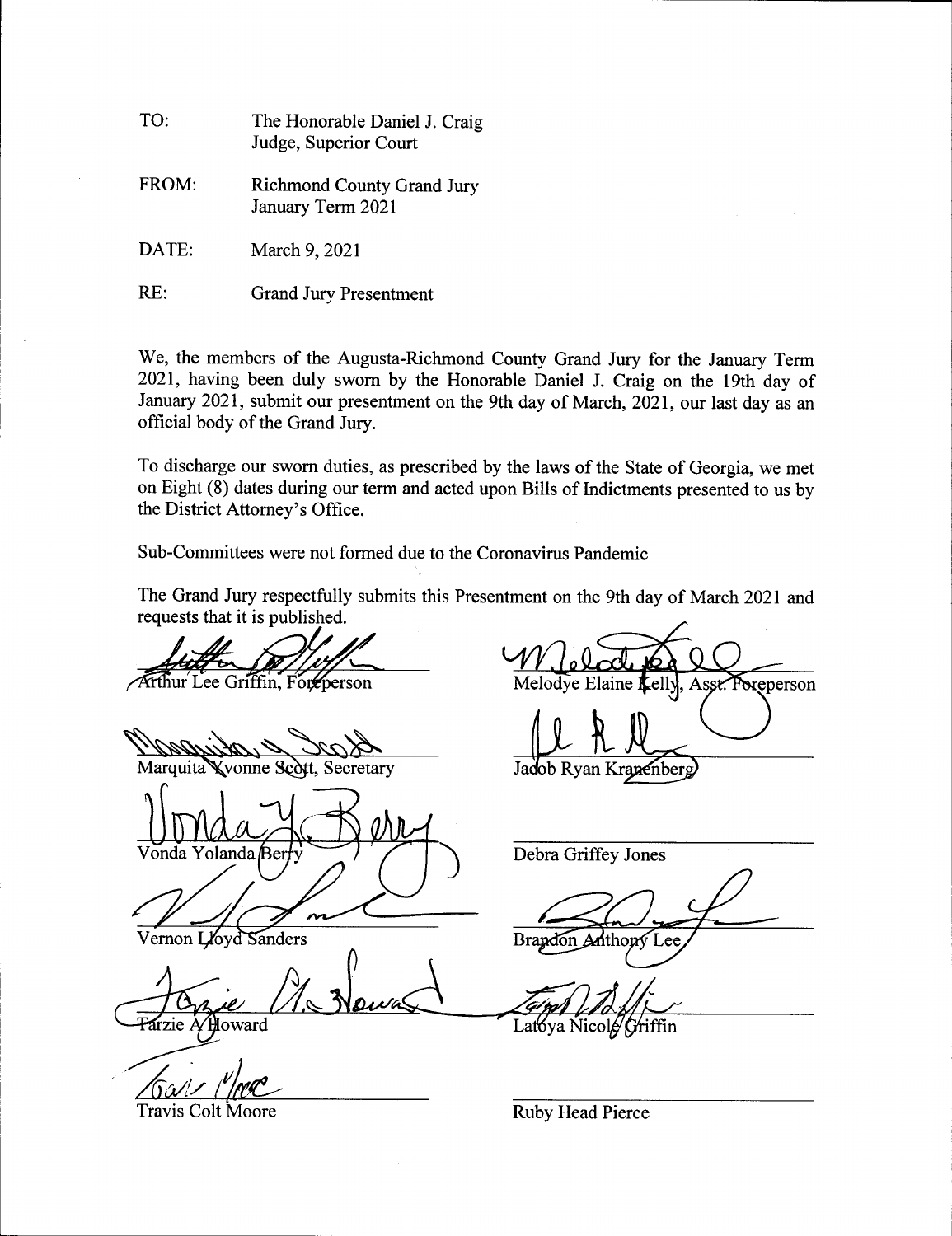TO: The Honorable Daniel J. Craig
Judge, Superior Court

FROM: Richmond County Grand Jury
January Term 2021

DATE: March 9, 2021

RE: Grand Jury Presentment

We, the members of the Augusta-Richmond County Grand Jury for the January Term 2021, having been duly sworn by the Honorable Daniel J. Craig on the 19th day of January 2021, submit our presentment on the 9th day of March, 2021, our last day as an official body of the Grand Jury.

To discharge our sworn duties, as prescribed by the laws of the State of Georgia, we met on Eight (8) dates during our term and acted upon Bills of Indictments presented to us by the District Attorney's Office.

Sub-Committees were not formed due to the Coronavirus Pandemic

The Grand Jury respectfully submits this Presentment on the 9th day of March 2021 and requests that it is published.

Arthur Lee Griffin, Foreperson

Melodye Elaine Kelly, Asst. Foreperson

Marquita Yvonne Scott, Secretary

Jacob Ryan Kranenberg

Vonda Yolanda Berry

Debra Griffey Jones

Vernon Lloyd Sanders

Brandon Anthony Lee

Tarzie A Howard

Latoya Nicole Griffin

Travis Colt Moore

Ruby Head Pierce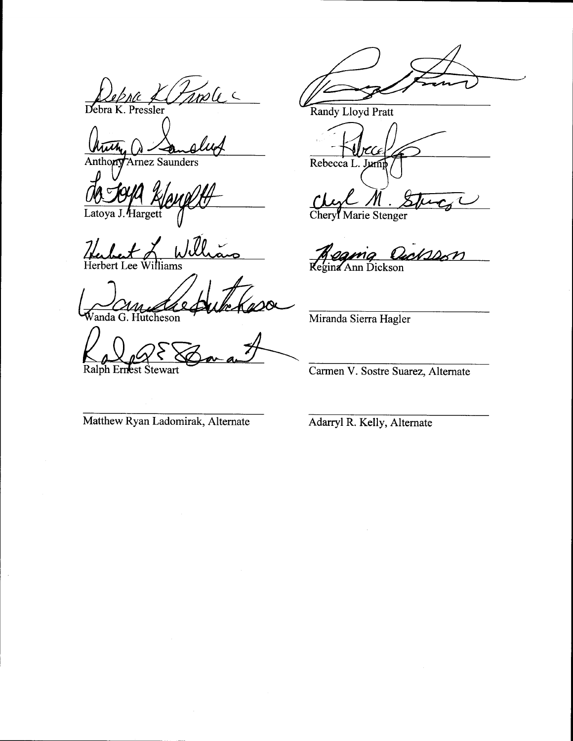Debra K. Pressler

Randy Lloyd Pratt

Anthony Arnez Saunders

Rebecca L. Jump

Latoya J. Hargett

Cheryl Marie Stenger

Herbert Lee Williams

Regina Ann Dickson

Wanda G. Hutcheson

Miranda Sierra Hagler

Ralph Ernest Stewart

Carmen V. Sostre Suarez, Alternate

Matthew Ryan Ladomirak, Alternate

Adarryl R. Kelly, Alternate